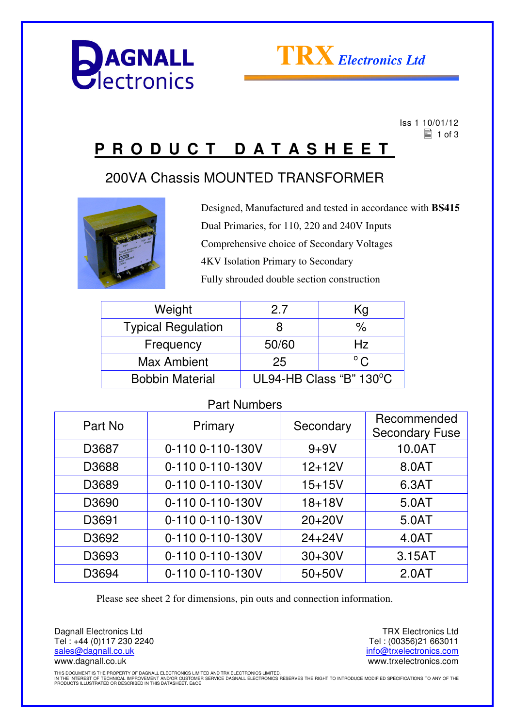Dagnall Electronics

TRX Electronics Ltd

Iss 1 10/01/12

# PRODUCT DATASHEET

## 200VA Chassis MOUNTED TRANSFORMER

Designed, Manufactured and tested in accordance with **BS415**

Dual Primaries, for 110, 220 and 240V Inputs

Comprehensive choice of Secondary Voltages

4KV Isolation Primary to Secondary

Fully shrouded double section construction

| Weight | 2.7 | Kg |
|---|---|---|
| Typical Regulation | 8 | % |
| Frequency | 50/60 | Hz |
| Max Ambient | 25 | °C |
| Bobbin Material | UL94-HB Class "B" 130°C | |

Part Numbers

| Part No | Primary | Secondary | Recommended Secondary Fuse |
|---|---|---|---|
| D3687 | 0-110 0-110-130V | 9+9V | 10.0AT |
| D3688 | 0-110 0-110-130V | 12+12V | 8.0AT |
| D3689 | 0-110 0-110-130V | 15+15V | 6.3AT |
| D3690 | 0-110 0-110-130V | 18+18V | 5.0AT |
| D3691 | 0-110 0-110-130V | 20+20V | 5.0AT |
| D3692 | 0-110 0-110-130V | 24+24V | 4.0AT |
| D3693 | 0-110 0-110-130V | 30+30V | 3.15AT |
| D3694 | 0-110 0-110-130V | 50+50V | 2.0AT |

Please see sheet 2 for dimensions, pin outs and connection information.

Dagnall Electronics Ltd
Tel : +44 (0)117 230 2240
sales@dagnall.co.uk
www.dagnall.co.uk

TRX Electronics Ltd
Tel : (00356)21 663011
info@trxelectronics.com
www.trxelectronics.com

THIS DOCUMENT IS THE PROPERTY OF DAGNALL ELECTRONICS LIMITED AND TRX ELECTRONICS LIMITED.
IN THE INTEREST OF TECHNICAL IMPROVEMENT AND/OR CUSTOMER SERVICE DAGNALL ELECTRONICS RESERVES THE RIGHT TO INTRODUCE MODIFIED SPECIFICATIONS TO ANY OF THE PRODUCTS ILLUSTRATED OR DESCRIBED IN THIS DATASHEET. E&OE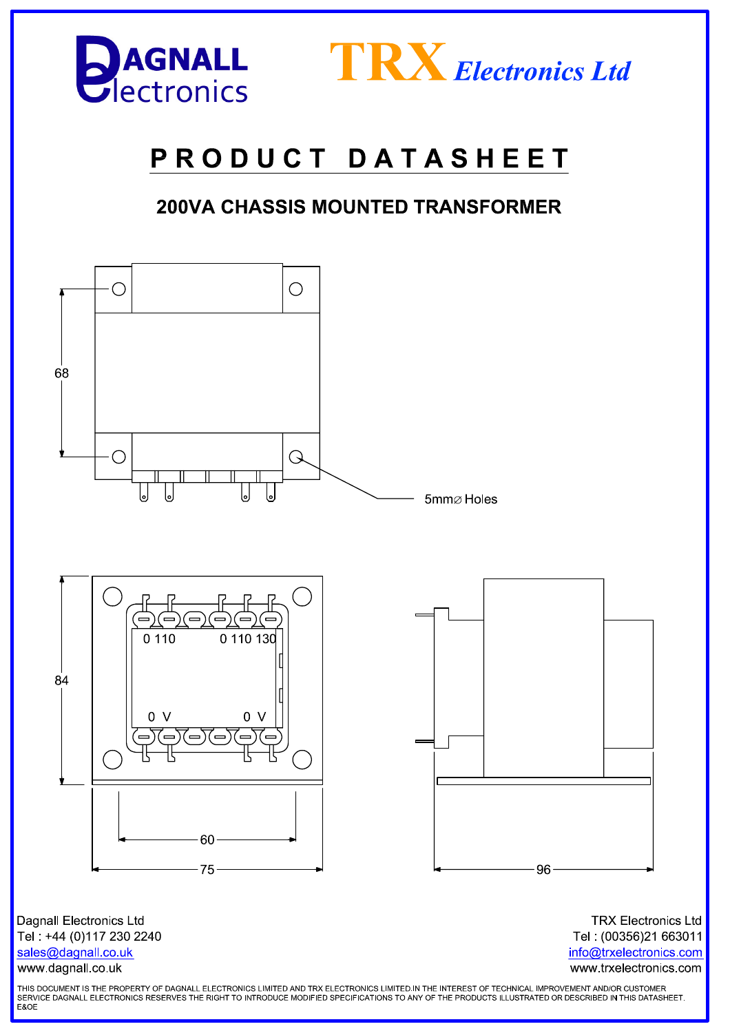DAGNALL Electronics

TRX Electronics Ltd

# PRODUCT DATASHEET

## 200VA CHASSIS MOUNTED TRANSFORMER

68

5mm⌀ Holes

0 110 0 110 130

0 V 0 V

84

60

75

96

Dagnall Electronics Ltd
Tel : +44 (0)117 230 2240
sales@dagnall.co.uk
www.dagnall.co.uk

TRX Electronics Ltd
Tel : (00356)21 663011
info@trxelectronics.com
www.trxelectronics.com

THIS DOCUMENT IS THE PROPERTY OF DAGNALL ELECTRONICS LIMITED AND TRX ELECTRONICS LIMITED.IN THE INTEREST OF TECHNICAL IMPROVEMENT AND/OR CUSTOMER SERVICE DAGNALL ELECTRONICS RESERVES THE RIGHT TO INTRODUCE MODIFIED SPECIFICATIONS TO ANY OF THE PRODUCTS ILLUSTRATED OR DESCRIBED IN THIS DATASHEET. E&OE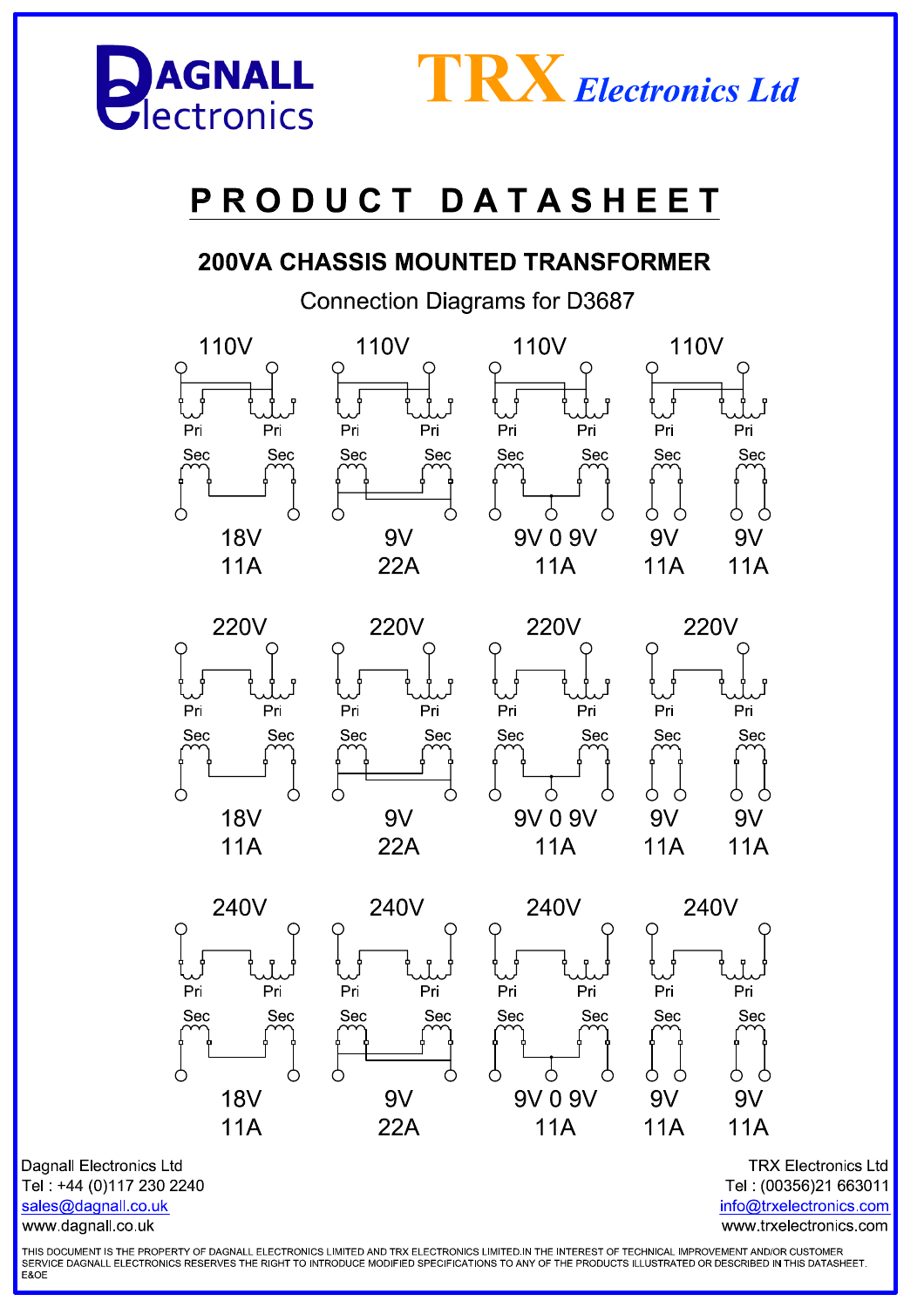DAGNALL Electronics

TRX Electronics Ltd

# PRODUCT DATASHEET

## 200VA CHASSIS MOUNTED TRANSFORMER

Connection Diagrams for D3687

110V
Pri Pri
Sec Sec
18V
11A

110V
Pri Pri
Sec Sec
9V
22A

110V
Pri Pri
Sec Sec
9V 0 9V
11A

110V
Pri Pri
Sec Sec
9V 9V
11A 11A

220V
Pri Pri
Sec Sec
18V
11A

220V
Pri Pri
Sec Sec
9V
22A

220V
Pri Pri
Sec Sec
9V 0 9V
11A

220V
Pri Pri
Sec Sec
9V 9V
11A 11A

240V
Pri Pri
Sec Sec
18V
11A

240V
Pri Pri
Sec Sec
9V
22A

240V
Pri Pri
Sec Sec
9V 0 9V
11A

240V
Pri Pri
Sec Sec
9V 9V
11A 11A

Dagnall Electronics Ltd
Tel : +44 (0)117 230 2240
sales@dagnall.co.uk
www.dagnall.co.uk

TRX Electronics Ltd
Tel : (00356)21 663011
info@trxelectronics.com
www.trxelectronics.com

THIS DOCUMENT IS THE PROPERTY OF DAGNALL ELECTRONICS LIMITED AND TRX ELECTRONICS LIMITED.IN THE INTEREST OF TECHNICAL IMPROVEMENT AND/OR CUSTOMER SERVICE DAGNALL ELECTRONICS RESERVES THE RIGHT TO INTRODUCE MODIFIED SPECIFICATIONS TO ANY OF THE PRODUCTS ILLUSTRATED OR DESCRIBED IN THIS DATASHEET. E&OE